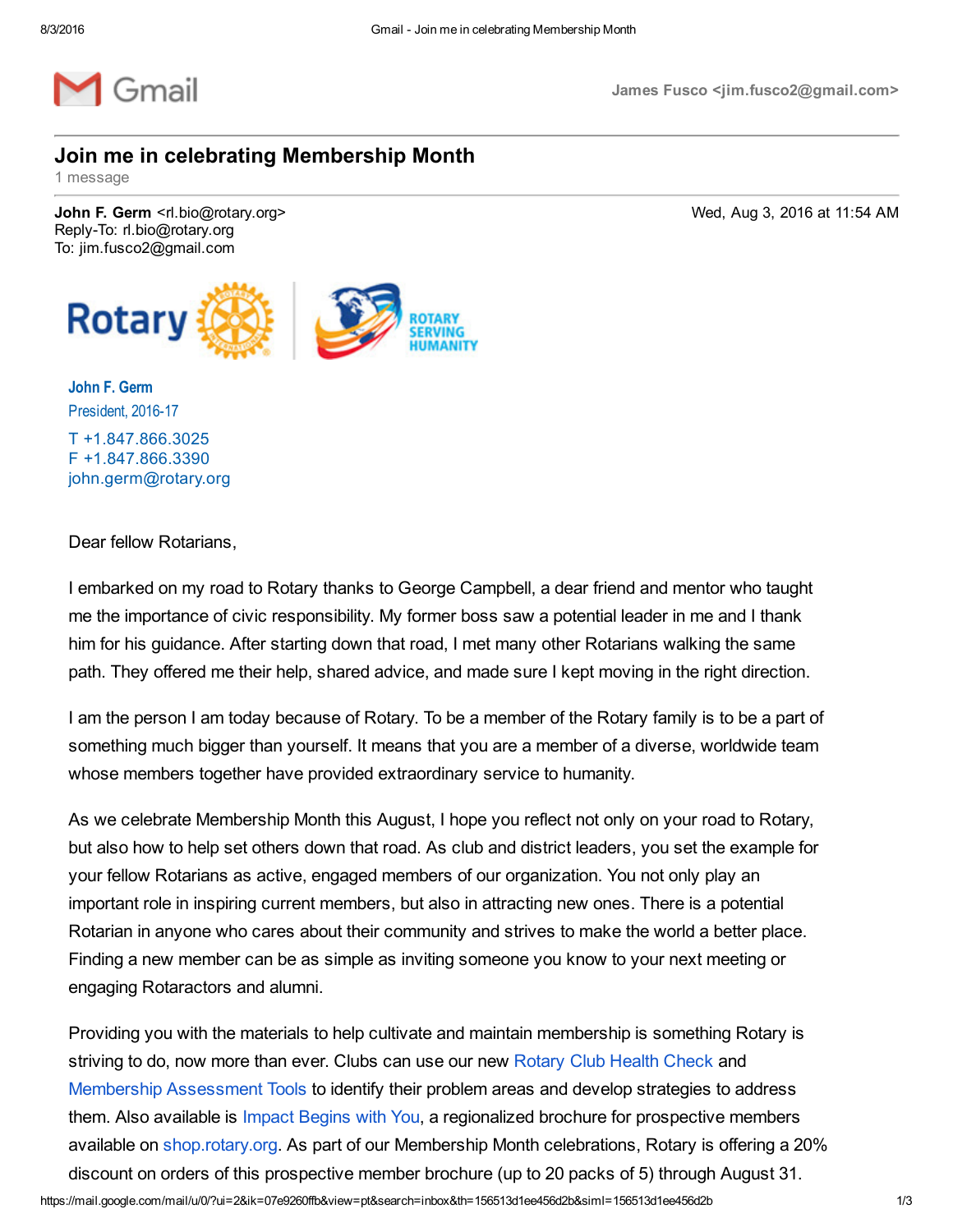Gmail

James Fusco <jim.fusco2@gmail.com>

# Join me in celebrating Membership Month

1 message

**John F. Germ** <rl.bio@rotary.org>
Reply-To: rl.bio@rotary.org
To: jim.fusco2@gmail.com

Wed, Aug 3, 2016 at 11:54 AM

Rotary | ROTARY SERVING HUMANITY

**John F. Germ**
President, 2016-17

T +1.847.866.3025
F +1.847.866.3390
john.germ@rotary.org

Dear fellow Rotarians,

I embarked on my road to Rotary thanks to George Campbell, a dear friend and mentor who taught me the importance of civic responsibility. My former boss saw a potential leader in me and I thank him for his guidance. After starting down that road, I met many other Rotarians walking the same path. They offered me their help, shared advice, and made sure I kept moving in the right direction.

I am the person I am today because of Rotary. To be a member of the Rotary family is to be a part of something much bigger than yourself. It means that you are a member of a diverse, worldwide team whose members together have provided extraordinary service to humanity.

As we celebrate Membership Month this August, I hope you reflect not only on your road to Rotary, but also how to help set others down that road. As club and district leaders, you set the example for your fellow Rotarians as active, engaged members of our organization. You not only play an important role in inspiring current members, but also in attracting new ones. There is a potential Rotarian in anyone who cares about their community and strives to make the world a better place. Finding a new member can be as simple as inviting someone you know to your next meeting or engaging Rotaractors and alumni.

Providing you with the materials to help cultivate and maintain membership is something Rotary is striving to do, now more than ever. Clubs can use our new Rotary Club Health Check and Membership Assessment Tools to identify their problem areas and develop strategies to address them. Also available is Impact Begins with You, a regionalized brochure for prospective members available on shop.rotary.org. As part of our Membership Month celebrations, Rotary is offering a 20% discount on orders of this prospective member brochure (up to 20 packs of 5) through August 31.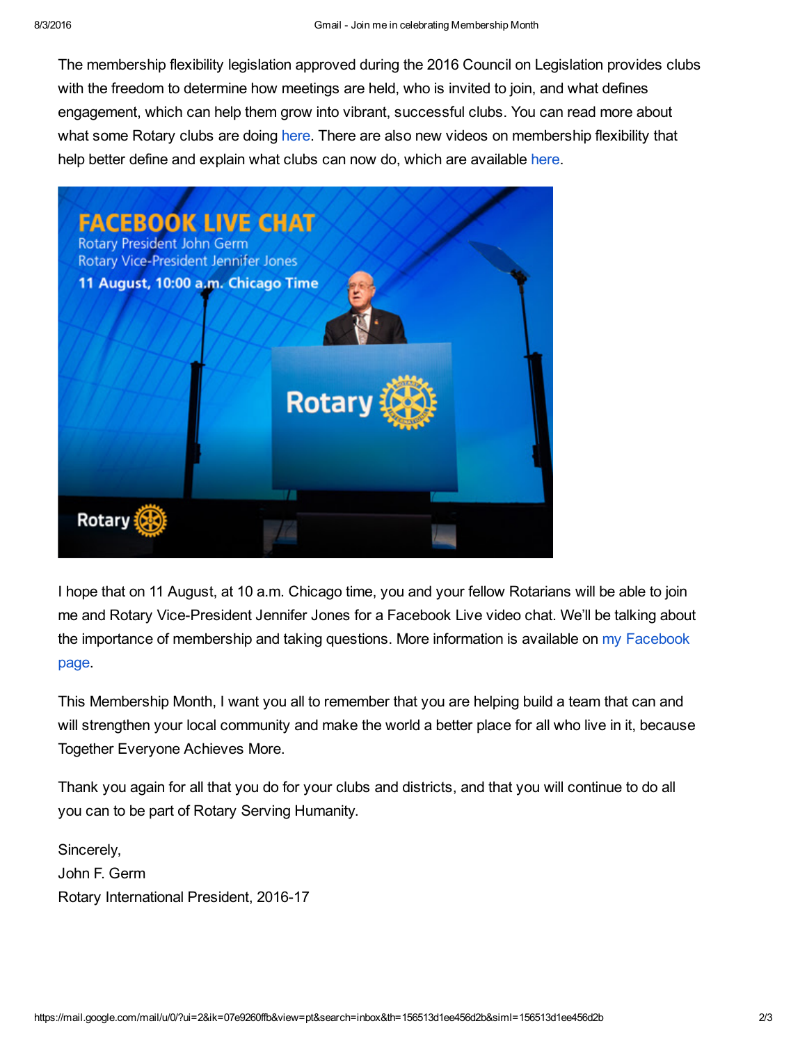The membership flexibility legislation approved during the 2016 Council on Legislation provides clubs with the freedom to determine how meetings are held, who is invited to join, and what defines engagement, which can help them grow into vibrant, successful clubs. You can read more about what some Rotary clubs are doing here. There are also new videos on membership flexibility that help better define and explain what clubs can now do, which are available here.

I hope that on 11 August, at 10 a.m. Chicago time, you and your fellow Rotarians will be able to join me and Rotary Vice-President Jennifer Jones for a Facebook Live video chat. We'll be talking about the importance of membership and taking questions. More information is available on my Facebook page.

This Membership Month, I want you all to remember that you are helping build a team that can and will strengthen your local community and make the world a better place for all who live in it, because Together Everyone Achieves More.

Thank you again for all that you do for your clubs and districts, and that you will continue to do all you can to be part of Rotary Serving Humanity.

Sincerely,
John F. Germ
Rotary International President, 2016-17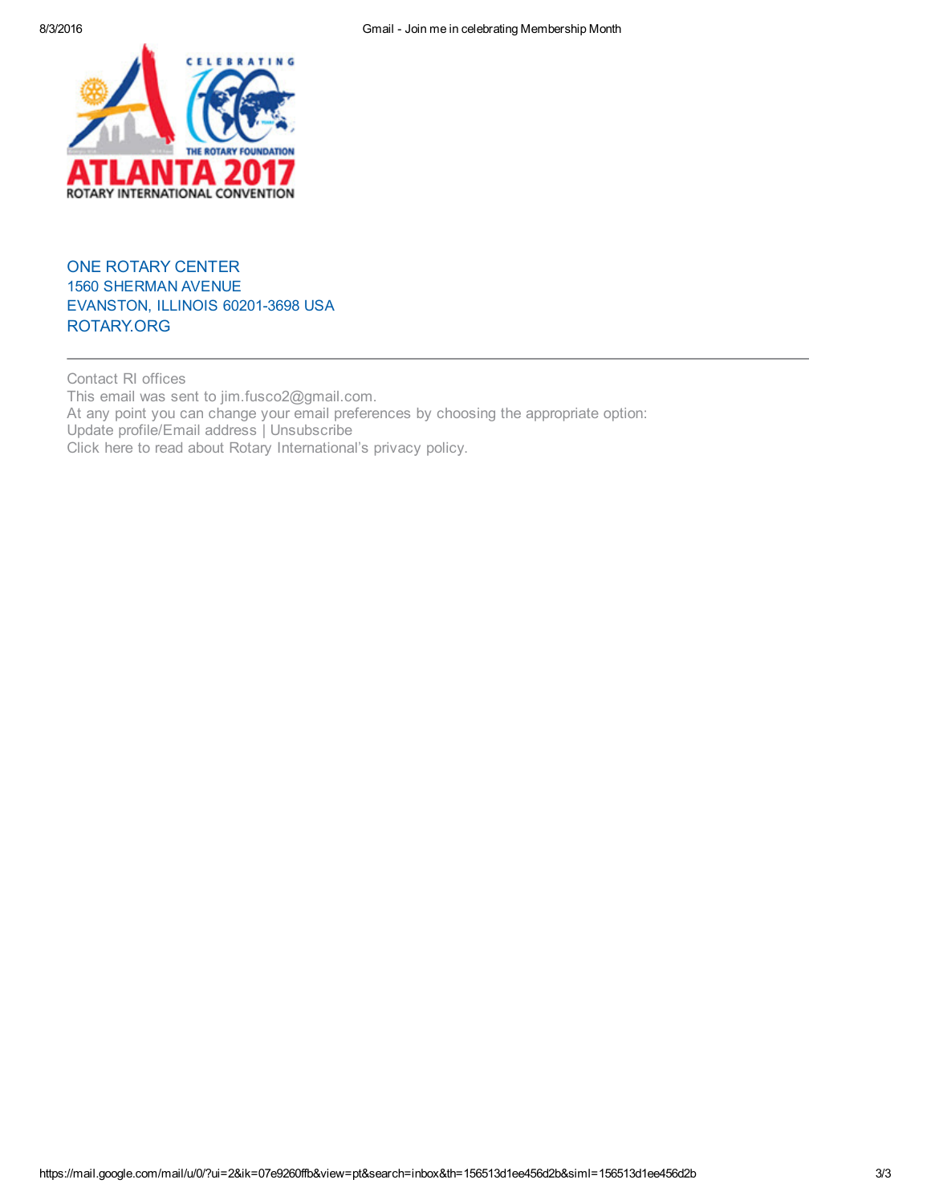ONE ROTARY CENTER
1560 SHERMAN AVENUE
EVANSTON, ILLINOIS 60201-3698 USA
ROTARY.ORG

---

Contact RI offices
This email was sent to jim.fusco2@gmail.com.
At any point you can change your email preferences by choosing the appropriate option:
Update profile/Email address | Unsubscribe
Click here to read about Rotary International's privacy policy.